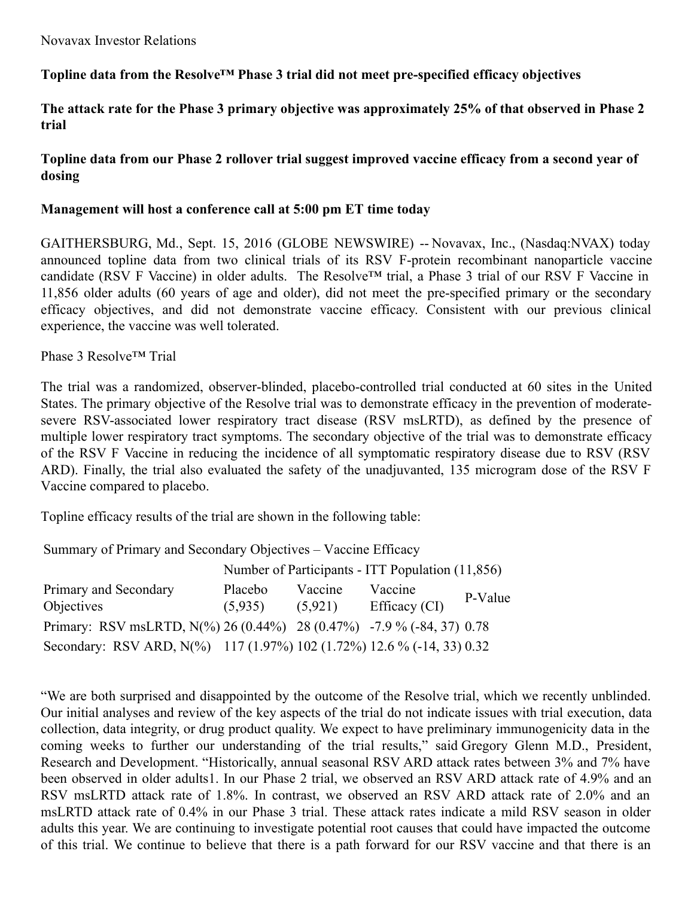Novavax Investor Relations

**Topline data from the Resolve™ Phase 3 trial did not meet pre-specified efficacy objectives**

**The attack rate for the Phase 3 primary objective was approximately 25% of that observed in Phase 2 trial**

**Topline data from our Phase 2 rollover trial suggest improved vaccine efficacy from a second year of dosing**

**Management will host a conference call at 5:00 pm ET time today**

GAITHERSBURG, Md., Sept. 15, 2016 (GLOBE NEWSWIRE) -- Novavax, Inc., (Nasdaq:NVAX) today announced topline data from two clinical trials of its RSV F-protein recombinant nanoparticle vaccine candidate (RSV F Vaccine) in older adults. The Resolve™ trial, a Phase 3 trial of our RSV F Vaccine in 11,856 older adults (60 years of age and older), did not meet the pre-specified primary or the secondary efficacy objectives, and did not demonstrate vaccine efficacy. Consistent with our previous clinical experience, the vaccine was well tolerated.

Phase 3 Resolve™ Trial

The trial was a randomized, observer-blinded, placebo-controlled trial conducted at 60 sites in the United States. The primary objective of the Resolve trial was to demonstrate efficacy in the prevention of moderate-severe RSV-associated lower respiratory tract disease (RSV msLRTD), as defined by the presence of multiple lower respiratory tract symptoms. The secondary objective of the trial was to demonstrate efficacy of the RSV F Vaccine in reducing the incidence of all symptomatic respiratory disease due to RSV (RSV ARD). Finally, the trial also evaluated the safety of the unadjuvanted, 135 microgram dose of the RSV F Vaccine compared to placebo.

Topline efficacy results of the trial are shown in the following table:

Summary of Primary and Secondary Objectives – Vaccine Efficacy

| | Number of Participants - ITT Population (11,856) | | | |
|---|---|---|---|---|
| Primary and Secondary Objectives | Placebo (5,935) | Vaccine (5,921) | Vaccine Efficacy (CI) | P-Value |
| Primary: RSV msLRTD, N(%) | 26 (0.44%) | 28 (0.47%) | -7.9 % (-84, 37) | 0.78 |
| Secondary: RSV ARD, N(%) | 117 (1.97%) | 102 (1.72%) | 12.6 % (-14, 33) | 0.32 |

"We are both surprised and disappointed by the outcome of the Resolve trial, which we recently unblinded. Our initial analyses and review of the key aspects of the trial do not indicate issues with trial execution, data collection, data integrity, or drug product quality. We expect to have preliminary immunogenicity data in the coming weeks to further our understanding of the trial results," said Gregory Glenn M.D., President, Research and Development. "Historically, annual seasonal RSV ARD attack rates between 3% and 7% have been observed in older adults[1]. In our Phase 2 trial, we observed an RSV ARD attack rate of 4.9% and an RSV msLRTD attack rate of 1.8%. In contrast, we observed an RSV ARD attack rate of 2.0% and an msLRTD attack rate of 0.4% in our Phase 3 trial. These attack rates indicate a mild RSV season in older adults this year. We are continuing to investigate potential root causes that could have impacted the outcome of this trial. We continue to believe that there is a path forward for our RSV vaccine and that there is an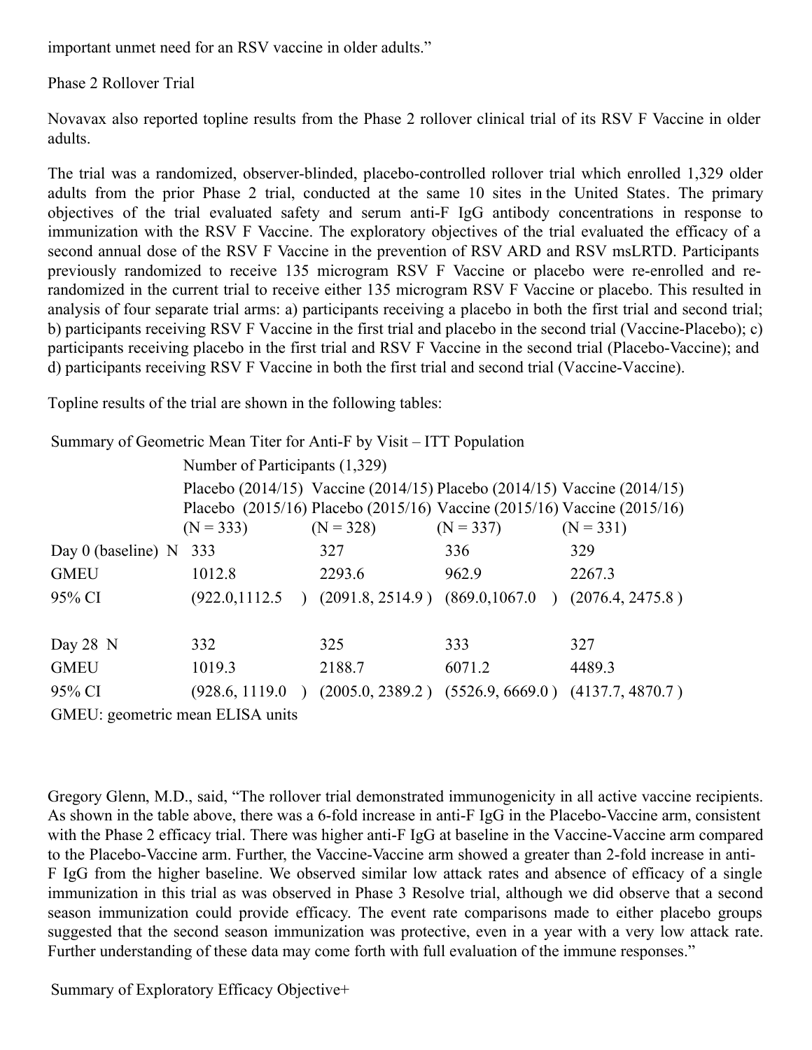important unmet need for an RSV vaccine in older adults."

Phase 2 Rollover Trial

Novavax also reported topline results from the Phase 2 rollover clinical trial of its RSV F Vaccine in older adults.

The trial was a randomized, observer-blinded, placebo-controlled rollover trial which enrolled 1,329 older adults from the prior Phase 2 trial, conducted at the same 10 sites in the United States. The primary objectives of the trial evaluated safety and serum anti-F IgG antibody concentrations in response to immunization with the RSV F Vaccine. The exploratory objectives of the trial evaluated the efficacy of a second annual dose of the RSV F Vaccine in the prevention of RSV ARD and RSV msLRTD. Participants previously randomized to receive 135 microgram RSV F Vaccine or placebo were re-enrolled and re-randomized in the current trial to receive either 135 microgram RSV F Vaccine or placebo. This resulted in analysis of four separate trial arms: a) participants receiving a placebo in both the first trial and second trial; b) participants receiving RSV F Vaccine in the first trial and placebo in the second trial (Vaccine-Placebo); c) participants receiving placebo in the first trial and RSV F Vaccine in the second trial (Placebo-Vaccine); and d) participants receiving RSV F Vaccine in both the first trial and second trial (Vaccine-Vaccine).

Topline results of the trial are shown in the following tables:

Summary of Geometric Mean Titer for Anti-F by Visit – ITT Population

| | Number of Participants (1,329) | | | |
|---|---|---|---|---|
| | Placebo (2014/15) Placebo (2015/16) (N = 333) | Vaccine (2014/15) Placebo (2015/16) (N = 328) | Placebo (2014/15) Vaccine (2015/16) (N = 337) | Vaccine (2014/15) Vaccine (2015/16) (N = 331) |
| Day 0 (baseline) N | 333 | 327 | 336 | 329 |
| GMEU | 1012.8 | 2293.6 | 962.9 | 2267.3 |
| 95% CI | (922.0,1112.5 ) | (2091.8, 2514.9 ) | (869.0,1067.0 ) | (2076.4, 2475.8 ) |
| Day 28 N | 332 | 325 | 333 | 327 |
| GMEU | 1019.3 | 2188.7 | 6071.2 | 4489.3 |
| 95% CI | (928.6, 1119.0 ) | (2005.0, 2389.2 ) | (5526.9, 6669.0 ) | (4137.7, 4870.7 ) |

GMEU: geometric mean ELISA units

Gregory Glenn, M.D., said, "The rollover trial demonstrated immunogenicity in all active vaccine recipients. As shown in the table above, there was a 6-fold increase in anti-F IgG in the Placebo-Vaccine arm, consistent with the Phase 2 efficacy trial. There was higher anti-F IgG at baseline in the Vaccine-Vaccine arm compared to the Placebo-Vaccine arm. Further, the Vaccine-Vaccine arm showed a greater than 2-fold increase in anti-F IgG from the higher baseline. We observed similar low attack rates and absence of efficacy of a single immunization in this trial as was observed in Phase 3 Resolve trial, although we did observe that a second season immunization could provide efficacy. The event rate comparisons made to either placebo groups suggested that the second season immunization was protective, even in a year with a very low attack rate. Further understanding of these data may come forth with full evaluation of the immune responses."

Summary of Exploratory Efficacy Objective+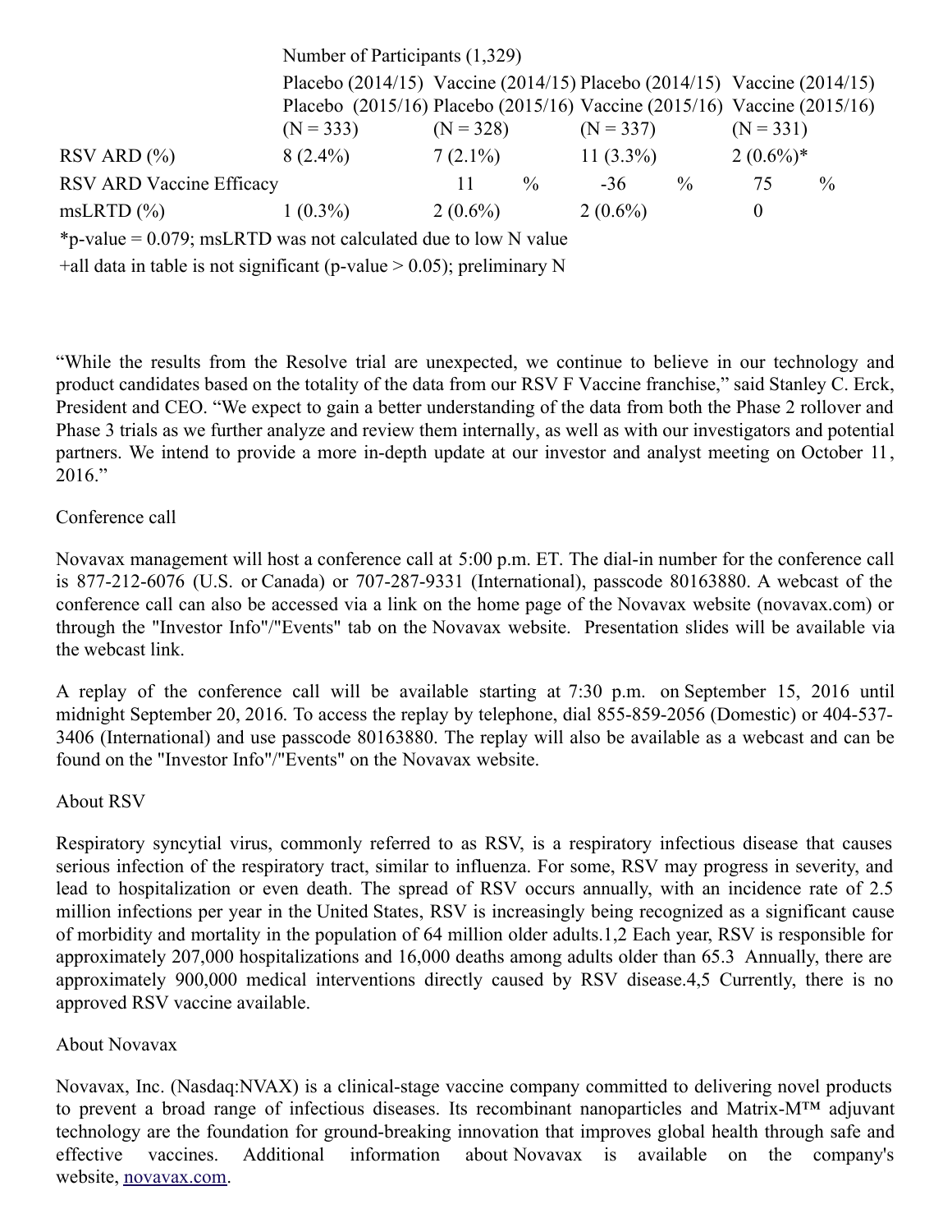| | Number of Participants (1,329) | | | |
|---|---|---|---|---|
| | Placebo (2014/15) Placebo (2015/16) (N = 333) | Vaccine (2014/15) Placebo (2015/16) (N = 328) | Placebo (2014/15) Vaccine (2015/16) (N = 337) | Vaccine (2014/15) Vaccine (2015/16) (N = 331) |
| RSV ARD (%) | 8 (2.4%) | 7 (2.1%) | 11 (3.3%) | 2 (0.6%)* |
| RSV ARD Vaccine Efficacy | | 11 % | -36 % | 75 % |
| msLRTD (%) | 1 (0.3%) | 2 (0.6%) | 2 (0.6%) | 0 |

*p-value = 0.079; msLRTD was not calculated due to low N value

+all data in table is not significant (p-value > 0.05); preliminary N

“While the results from the Resolve trial are unexpected, we continue to believe in our technology and product candidates based on the totality of the data from our RSV F Vaccine franchise,” said Stanley C. Erck, President and CEO. “We expect to gain a better understanding of the data from both the Phase 2 rollover and Phase 3 trials as we further analyze and review them internally, as well as with our investigators and potential partners. We intend to provide a more in-depth update at our investor and analyst meeting on October 11, 2016.”

Conference call

Novavax management will host a conference call at 5:00 p.m. ET. The dial-in number for the conference call is 877-212-6076 (U.S. or Canada) or 707-287-9331 (International), passcode 80163880. A webcast of the conference call can also be accessed via a link on the home page of the Novavax website (novavax.com) or through the "Investor Info"/"Events" tab on the Novavax website. Presentation slides will be available via the webcast link.

A replay of the conference call will be available starting at 7:30 p.m. on September 15, 2016 until midnight September 20, 2016. To access the replay by telephone, dial 855-859-2056 (Domestic) or 404-537-3406 (International) and use passcode 80163880. The replay will also be available as a webcast and can be found on the "Investor Info"/"Events" on the Novavax website.

About RSV

Respiratory syncytial virus, commonly referred to as RSV, is a respiratory infectious disease that causes serious infection of the respiratory tract, similar to influenza. For some, RSV may progress in severity, and lead to hospitalization or even death. The spread of RSV occurs annually, with an incidence rate of 2.5 million infections per year in the United States, RSV is increasingly being recognized as a significant cause of morbidity and mortality in the population of 64 million older adults.[1,2] Each year, RSV is responsible for approximately 207,000 hospitalizations and 16,000 deaths among adults older than 65.[3] Annually, there are approximately 900,000 medical interventions directly caused by RSV disease.[4,5] Currently, there is no approved RSV vaccine available.

About Novavax

Novavax, Inc. (Nasdaq:NVAX) is a clinical-stage vaccine company committed to delivering novel products to prevent a broad range of infectious diseases. Its recombinant nanoparticles and Matrix-M™ adjuvant technology are the foundation for ground-breaking innovation that improves global health through safe and effective vaccines. Additional information about Novavax is available on the company's website, [novavax.com](http://novavax.com).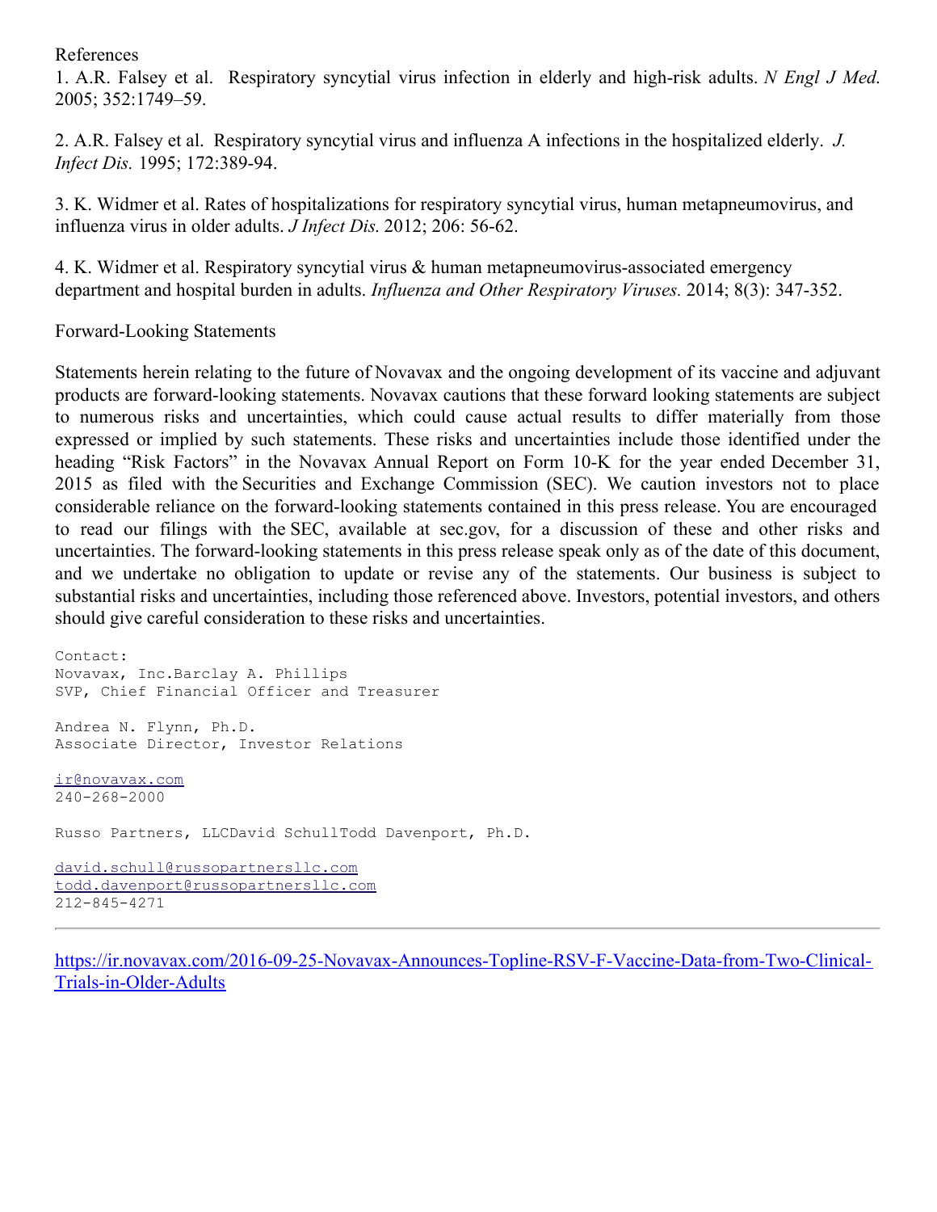References

1. A.R. Falsey et al. Respiratory syncytial virus infection in elderly and high-risk adults. *N Engl J Med.* 2005; 352:1749–59.

2. A.R. Falsey et al. Respiratory syncytial virus and influenza A infections in the hospitalized elderly. *J. Infect Dis.* 1995; 172:389-94.

3. K. Widmer et al. Rates of hospitalizations for respiratory syncytial virus, human metapneumovirus, and influenza virus in older adults. *J Infect Dis.* 2012; 206: 56-62.

4. K. Widmer et al. Respiratory syncytial virus & human metapneumovirus-associated emergency department and hospital burden in adults. *Influenza and Other Respiratory Viruses.* 2014; 8(3): 347-352.

Forward-Looking Statements

Statements herein relating to the future of Novavax and the ongoing development of its vaccine and adjuvant products are forward-looking statements. Novavax cautions that these forward looking statements are subject to numerous risks and uncertainties, which could cause actual results to differ materially from those expressed or implied by such statements. These risks and uncertainties include those identified under the heading "Risk Factors" in the Novavax Annual Report on Form 10-K for the year ended December 31, 2015 as filed with the Securities and Exchange Commission (SEC). We caution investors not to place considerable reliance on the forward-looking statements contained in this press release. You are encouraged to read our filings with the SEC, available at sec.gov, for a discussion of these and other risks and uncertainties. The forward-looking statements in this press release speak only as of the date of this document, and we undertake no obligation to update or revise any of the statements. Our business is subject to substantial risks and uncertainties, including those referenced above. Investors, potential investors, and others should give careful consideration to these risks and uncertainties.

Contact:
Novavax, Inc.Barclay A. Phillips
SVP, Chief Financial Officer and Treasurer

Andrea N. Flynn, Ph.D.
Associate Director, Investor Relations

ir@novavax.com
240-268-2000

Russo Partners, LLCDavid SchullTodd Davenport, Ph.D.

david.schull@russopartnersllc.com
todd.davenport@russopartnersllc.com
212-845-4271

---

https://ir.novavax.com/2016-09-25-Novavax-Announces-Topline-RSV-F-Vaccine-Data-from-Two-Clinical-Trials-in-Older-Adults